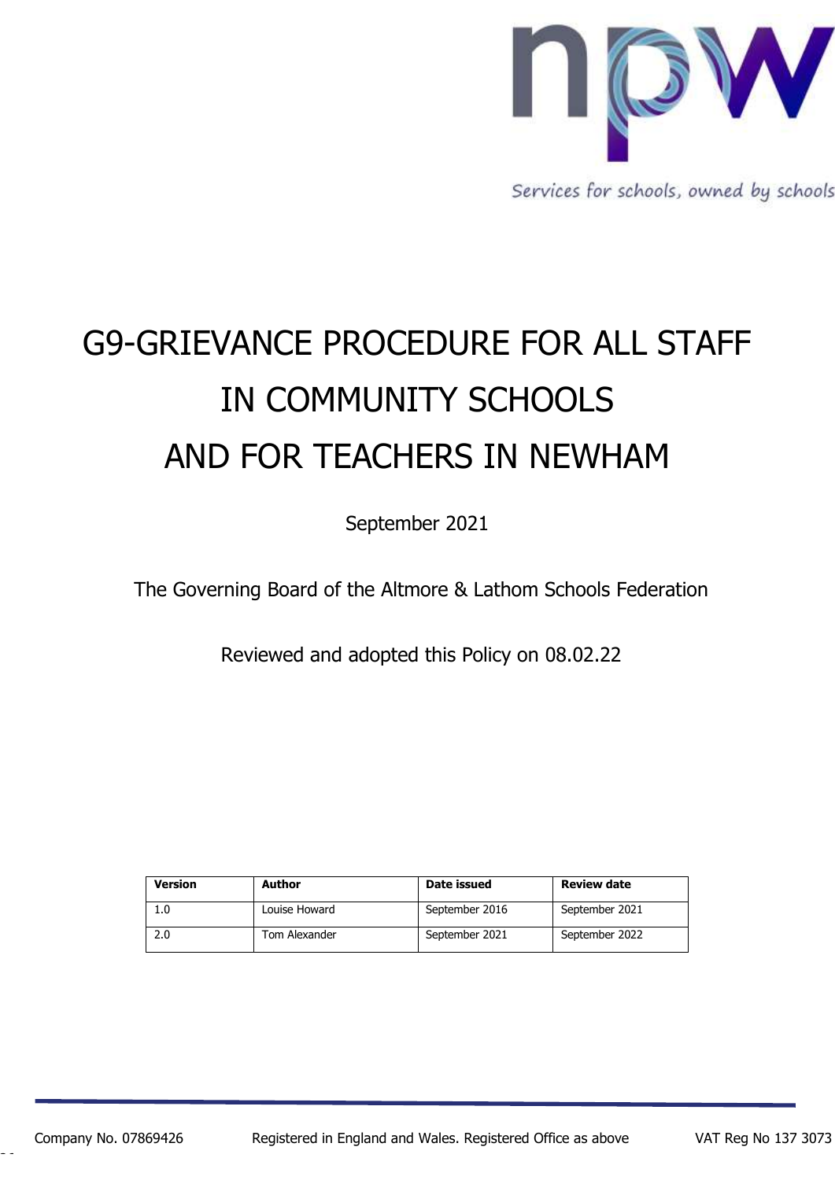Services for schools, owned by schools

# G9-GRIEVANCE PROCEDURE FOR ALL STAFF IN COMMUNITY SCHOOLS AND FOR TEACHERS IN NEWHAM

September 2021

The Governing Board of the Altmore & Lathom Schools Federation

Reviewed and adopted this Policy on 08.02.22

| Version | Author | Date issued | Review date |
|---|---|---|---|
| 1.0 | Louise Howard | September 2016 | September 2021 |
| 2.0 | Tom Alexander | September 2021 | September 2022 |

Company No. 07869426 Registered in England and Wales. Registered Office as above VAT Reg No 137 3073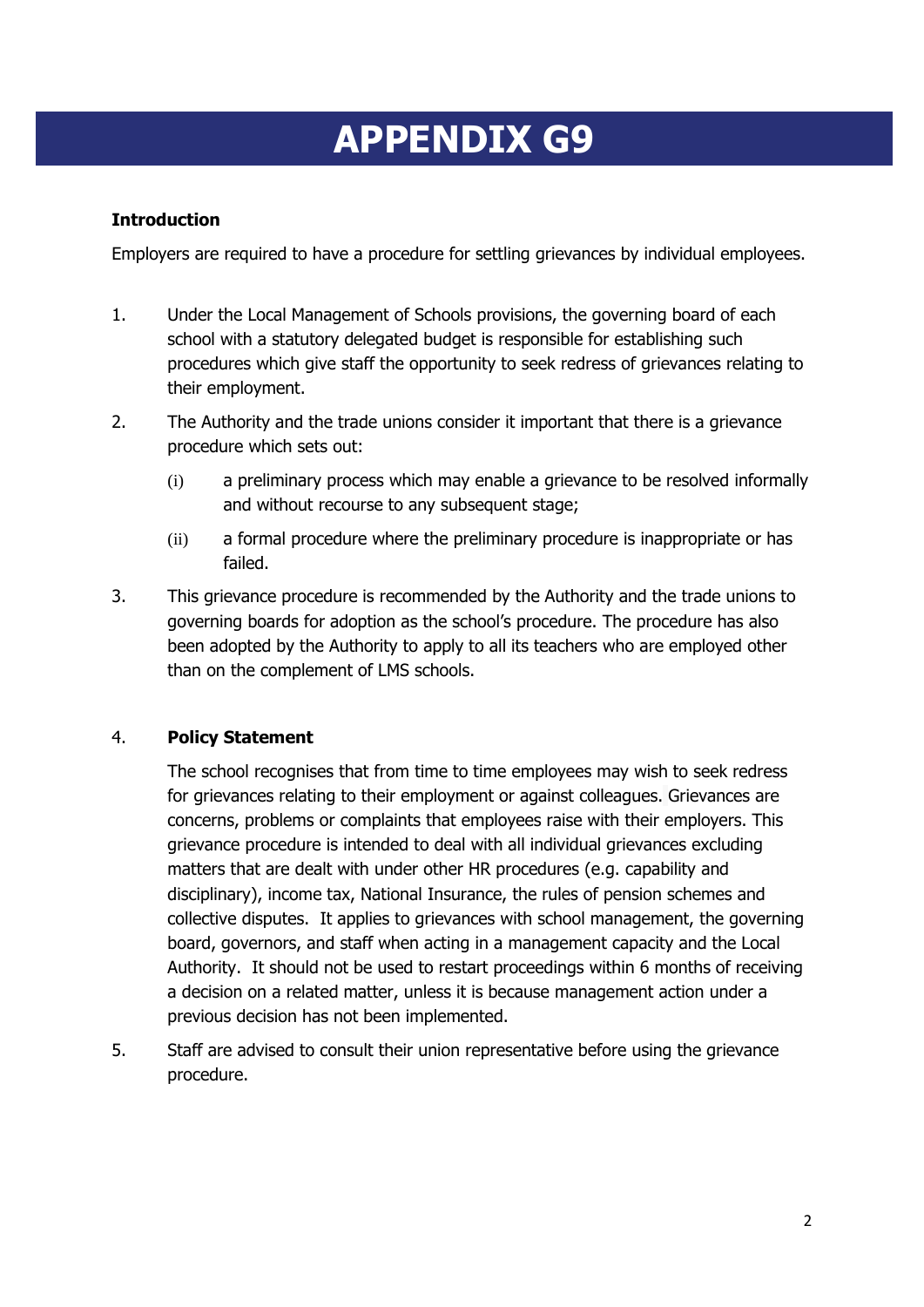# APPENDIX G9

**Introduction**

Employers are required to have a procedure for settling grievances by individual employees.

1. Under the Local Management of Schools provisions, the governing board of each school with a statutory delegated budget is responsible for establishing such procedures which give staff the opportunity to seek redress of grievances relating to their employment.

2. The Authority and the trade unions consider it important that there is a grievance procedure which sets out:

   (i) a preliminary process which may enable a grievance to be resolved informally and without recourse to any subsequent stage;

   (ii) a formal procedure where the preliminary procedure is inappropriate or has failed.

3. This grievance procedure is recommended by the Authority and the trade unions to governing boards for adoption as the school's procedure. The procedure has also been adopted by the Authority to apply to all its teachers who are employed other than on the complement of LMS schools.

4. **Policy Statement**

   The school recognises that from time to time employees may wish to seek redress for grievances relating to their employment or against colleagues. Grievances are concerns, problems or complaints that employees raise with their employers. This grievance procedure is intended to deal with all individual grievances excluding matters that are dealt with under other HR procedures (e.g. capability and disciplinary), income tax, National Insurance, the rules of pension schemes and collective disputes. It applies to grievances with school management, the governing board, governors, and staff when acting in a management capacity and the Local Authority. It should not be used to restart proceedings within 6 months of receiving a decision on a related matter, unless it is because management action under a previous decision has not been implemented.

5. Staff are advised to consult their union representative before using the grievance procedure.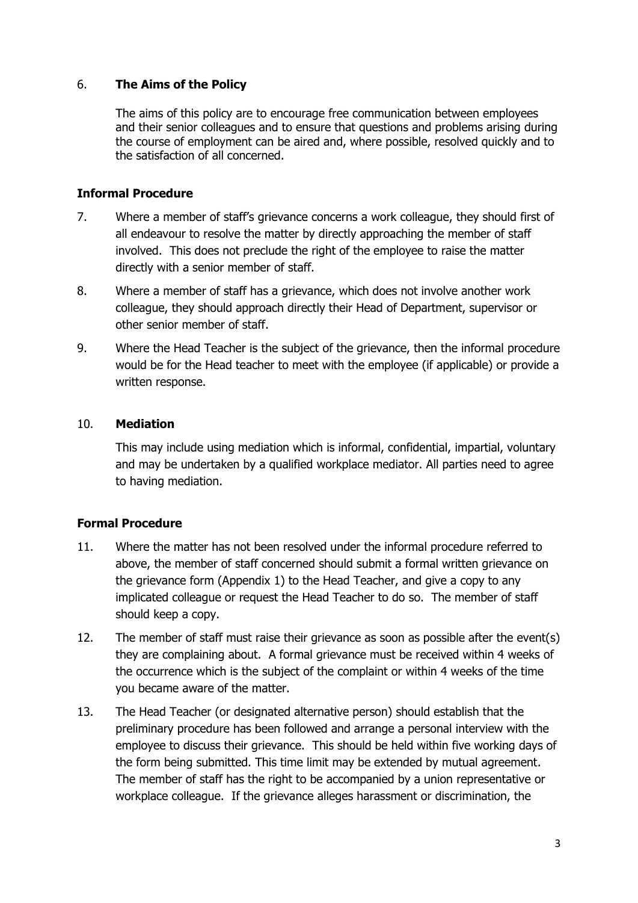6. **The Aims of the Policy**

The aims of this policy are to encourage free communication between employees and their senior colleagues and to ensure that questions and problems arising during the course of employment can be aired and, where possible, resolved quickly and to the satisfaction of all concerned.

**Informal Procedure**

7. Where a member of staff's grievance concerns a work colleague, they should first of all endeavour to resolve the matter by directly approaching the member of staff involved. This does not preclude the right of the employee to raise the matter directly with a senior member of staff.

8. Where a member of staff has a grievance, which does not involve another work colleague, they should approach directly their Head of Department, supervisor or other senior member of staff.

9. Where the Head Teacher is the subject of the grievance, then the informal procedure would be for the Head teacher to meet with the employee (if applicable) or provide a written response.

10. **Mediation**

This may include using mediation which is informal, confidential, impartial, voluntary and may be undertaken by a qualified workplace mediator. All parties need to agree to having mediation.

**Formal Procedure**

11. Where the matter has not been resolved under the informal procedure referred to above, the member of staff concerned should submit a formal written grievance on the grievance form (Appendix 1) to the Head Teacher, and give a copy to any implicated colleague or request the Head Teacher to do so. The member of staff should keep a copy.

12. The member of staff must raise their grievance as soon as possible after the event(s) they are complaining about. A formal grievance must be received within 4 weeks of the occurrence which is the subject of the complaint or within 4 weeks of the time you became aware of the matter.

13. The Head Teacher (or designated alternative person) should establish that the preliminary procedure has been followed and arrange a personal interview with the employee to discuss their grievance. This should be held within five working days of the form being submitted. This time limit may be extended by mutual agreement. The member of staff has the right to be accompanied by a union representative or workplace colleague. If the grievance alleges harassment or discrimination, the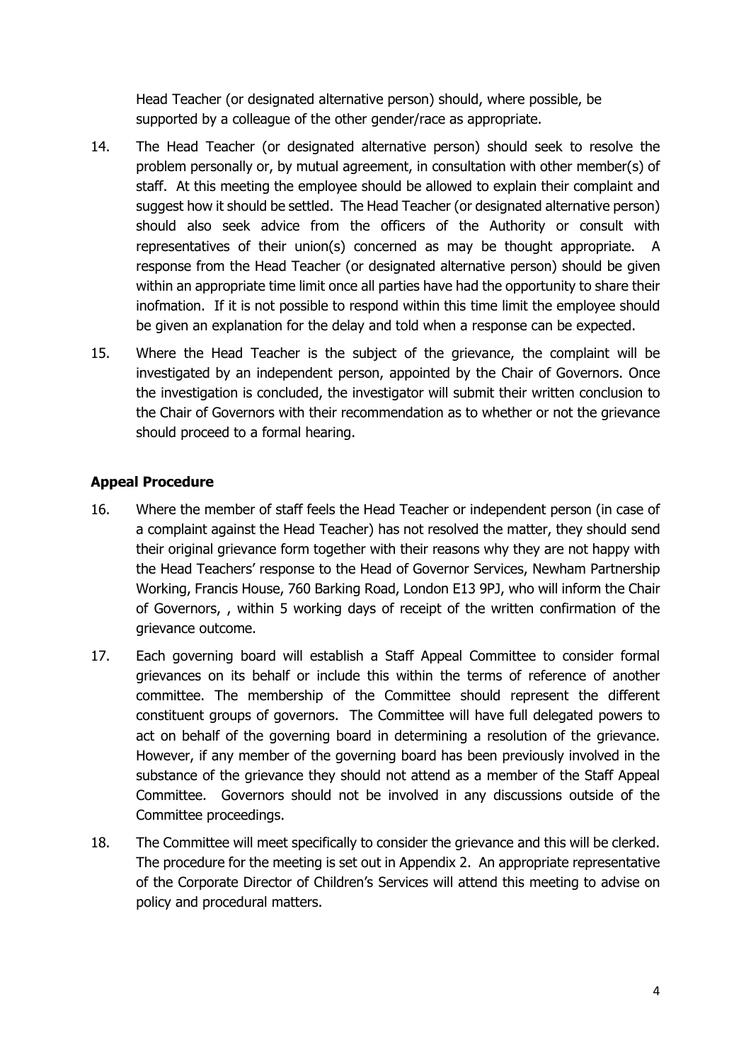Head Teacher (or designated alternative person) should, where possible, be supported by a colleague of the other gender/race as appropriate.

14. The Head Teacher (or designated alternative person) should seek to resolve the problem personally or, by mutual agreement, in consultation with other member(s) of staff. At this meeting the employee should be allowed to explain their complaint and suggest how it should be settled. The Head Teacher (or designated alternative person) should also seek advice from the officers of the Authority or consult with representatives of their union(s) concerned as may be thought appropriate. A response from the Head Teacher (or designated alternative person) should be given within an appropriate time limit once all parties have had the opportunity to share their inofmation. If it is not possible to respond within this time limit the employee should be given an explanation for the delay and told when a response can be expected.

15. Where the Head Teacher is the subject of the grievance, the complaint will be investigated by an independent person, appointed by the Chair of Governors. Once the investigation is concluded, the investigator will submit their written conclusion to the Chair of Governors with their recommendation as to whether or not the grievance should proceed to a formal hearing.

**Appeal Procedure**

16. Where the member of staff feels the Head Teacher or independent person (in case of a complaint against the Head Teacher) has not resolved the matter, they should send their original grievance form together with their reasons why they are not happy with the Head Teachers' response to the Head of Governor Services, Newham Partnership Working, Francis House, 760 Barking Road, London E13 9PJ, who will inform the Chair of Governors, , within 5 working days of receipt of the written confirmation of the grievance outcome.

17. Each governing board will establish a Staff Appeal Committee to consider formal grievances on its behalf or include this within the terms of reference of another committee. The membership of the Committee should represent the different constituent groups of governors. The Committee will have full delegated powers to act on behalf of the governing board in determining a resolution of the grievance. However, if any member of the governing board has been previously involved in the substance of the grievance they should not attend as a member of the Staff Appeal Committee. Governors should not be involved in any discussions outside of the Committee proceedings.

18. The Committee will meet specifically to consider the grievance and this will be clerked. The procedure for the meeting is set out in Appendix 2. An appropriate representative of the Corporate Director of Children's Services will attend this meeting to advise on policy and procedural matters.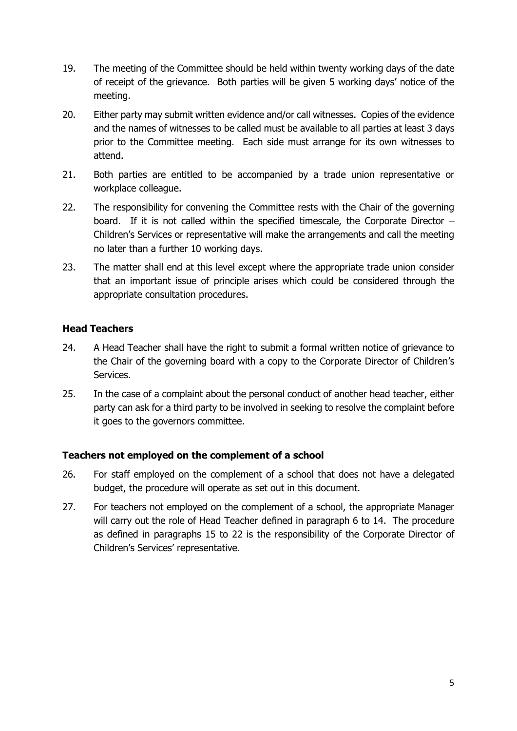19. The meeting of the Committee should be held within twenty working days of the date of receipt of the grievance. Both parties will be given 5 working days' notice of the meeting.

20. Either party may submit written evidence and/or call witnesses. Copies of the evidence and the names of witnesses to be called must be available to all parties at least 3 days prior to the Committee meeting. Each side must arrange for its own witnesses to attend.

21. Both parties are entitled to be accompanied by a trade union representative or workplace colleague.

22. The responsibility for convening the Committee rests with the Chair of the governing board. If it is not called within the specified timescale, the Corporate Director – Children's Services or representative will make the arrangements and call the meeting no later than a further 10 working days.

23. The matter shall end at this level except where the appropriate trade union consider that an important issue of principle arises which could be considered through the appropriate consultation procedures.

### Head Teachers

24. A Head Teacher shall have the right to submit a formal written notice of grievance to the Chair of the governing board with a copy to the Corporate Director of Children's Services.

25. In the case of a complaint about the personal conduct of another head teacher, either party can ask for a third party to be involved in seeking to resolve the complaint before it goes to the governors committee.

### Teachers not employed on the complement of a school

26. For staff employed on the complement of a school that does not have a delegated budget, the procedure will operate as set out in this document.

27. For teachers not employed on the complement of a school, the appropriate Manager will carry out the role of Head Teacher defined in paragraph 6 to 14. The procedure as defined in paragraphs 15 to 22 is the responsibility of the Corporate Director of Children's Services' representative.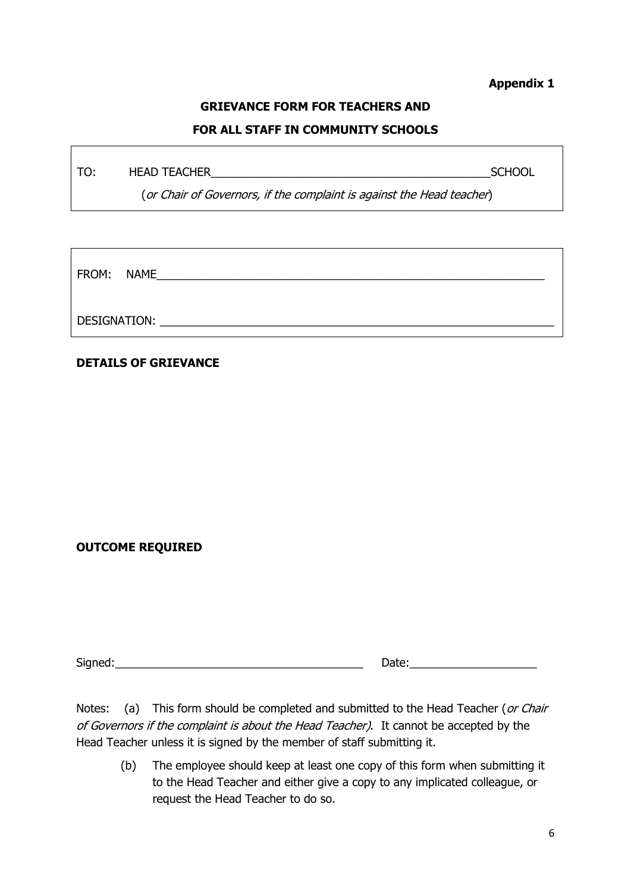**Appendix 1**

## GRIEVANCE FORM FOR TEACHERS AND FOR ALL STAFF IN COMMUNITY SCHOOLS

TO: HEAD TEACHER_____________________________________________SCHOOL

(*or Chair of Governors, if the complaint is against the Head teacher*)

FROM: NAME_____________________________________________________________

DESIGNATION: ______________________________________________________________

**DETAILS OF GRIEVANCE**

**OUTCOME REQUIRED**

Signed:_________________________________________ Date:____________________

Notes: (a) This form should be completed and submitted to the Head Teacher (*or Chair of Governors if the complaint is about the Head Teacher)*. It cannot be accepted by the Head Teacher unless it is signed by the member of staff submitting it.

(b) The employee should keep at least one copy of this form when submitting it to the Head Teacher and either give a copy to any implicated colleague, or request the Head Teacher to do so.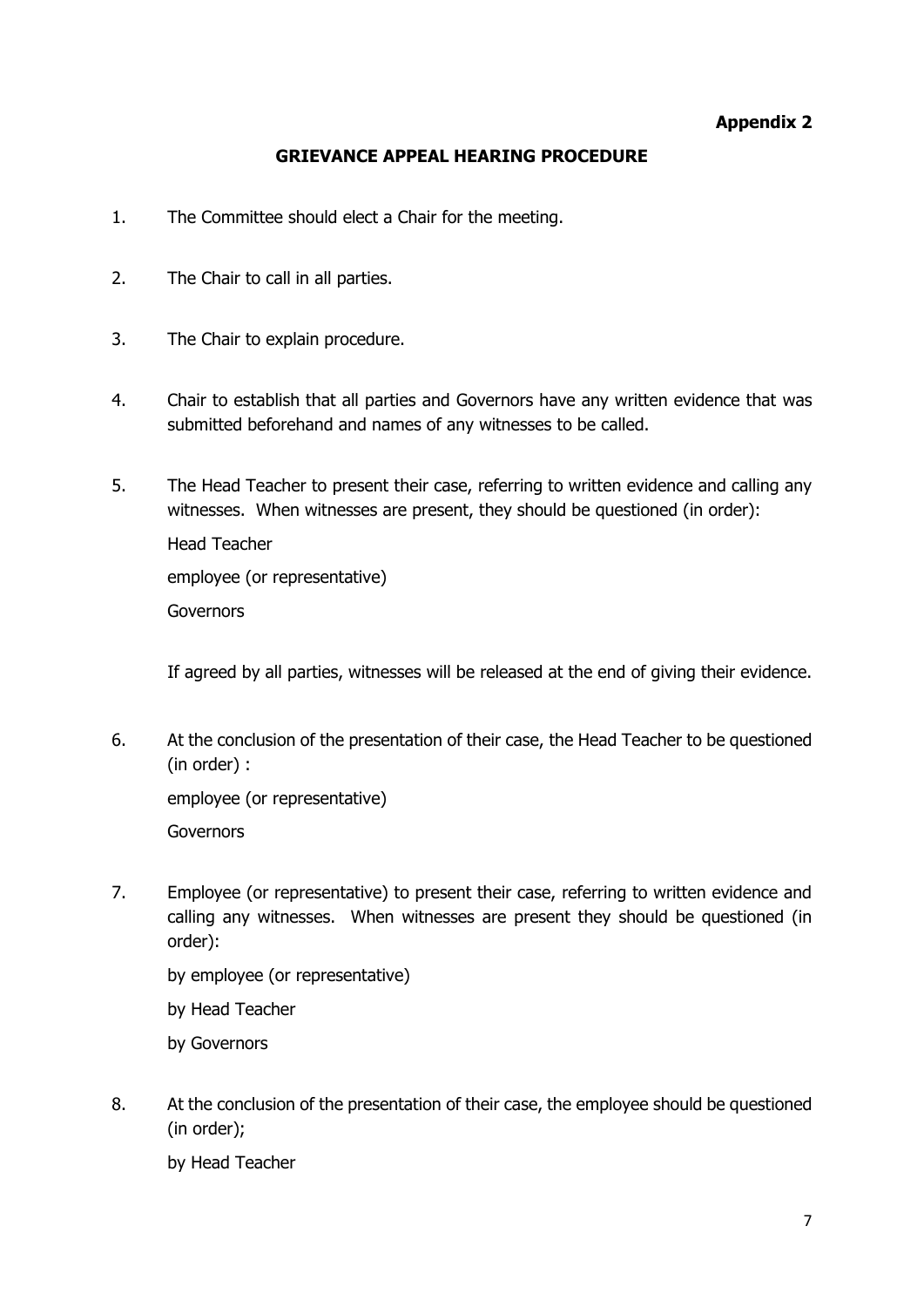**Appendix 2**

## GRIEVANCE APPEAL HEARING PROCEDURE

1. The Committee should elect a Chair for the meeting.

2. The Chair to call in all parties.

3. The Chair to explain procedure.

4. Chair to establish that all parties and Governors have any written evidence that was submitted beforehand and names of any witnesses to be called.

5. The Head Teacher to present their case, referring to written evidence and calling any witnesses. When witnesses are present, they should be questioned (in order):

   Head Teacher

   employee (or representative)

   Governors

   If agreed by all parties, witnesses will be released at the end of giving their evidence.

6. At the conclusion of the presentation of their case, the Head Teacher to be questioned (in order) :

   employee (or representative)

   Governors

7. Employee (or representative) to present their case, referring to written evidence and calling any witnesses. When witnesses are present they should be questioned (in order):

   by employee (or representative)

   by Head Teacher

   by Governors

8. At the conclusion of the presentation of their case, the employee should be questioned (in order);

   by Head Teacher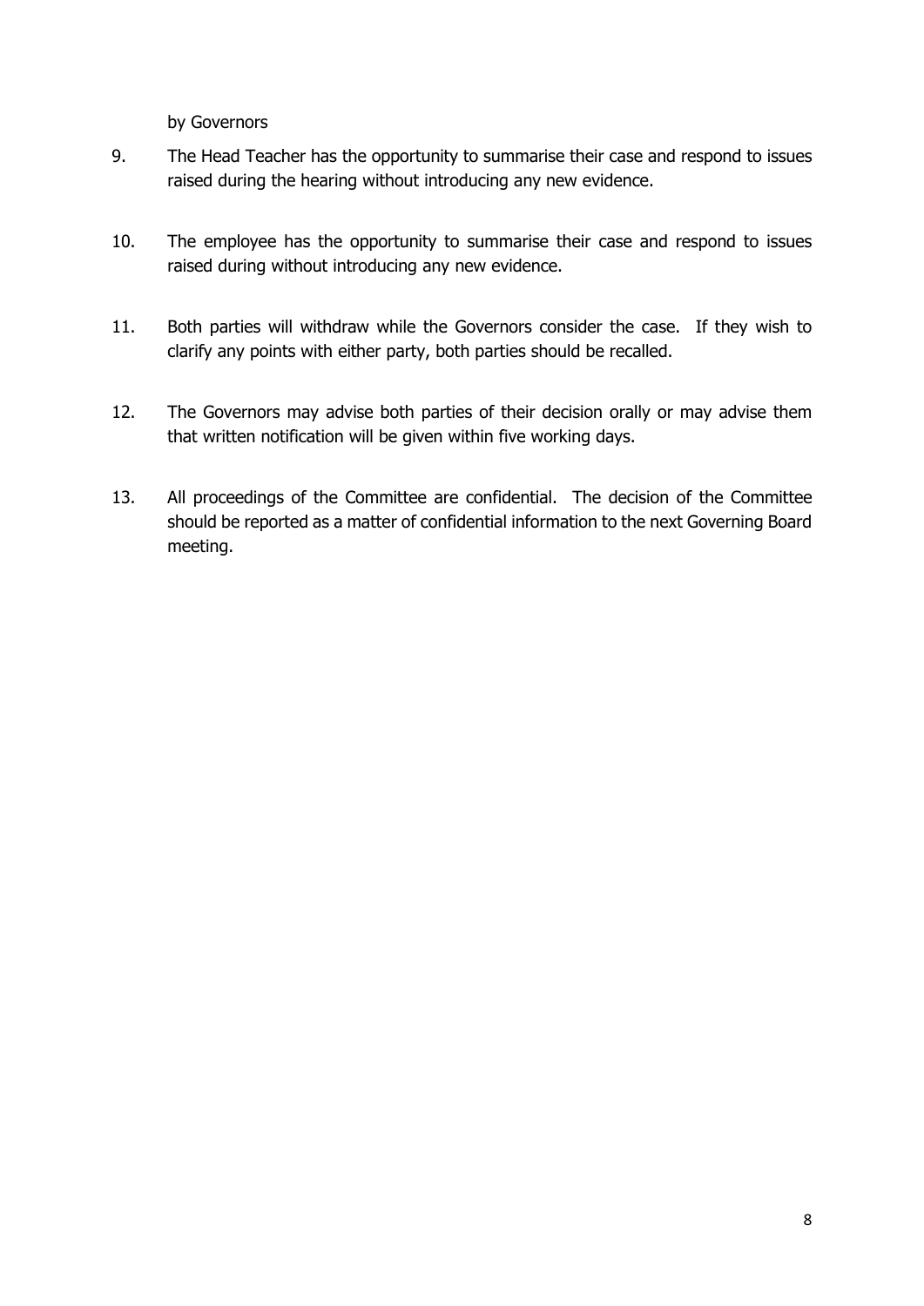by Governors

9. The Head Teacher has the opportunity to summarise their case and respond to issues raised during the hearing without introducing any new evidence.

10. The employee has the opportunity to summarise their case and respond to issues raised during without introducing any new evidence.

11. Both parties will withdraw while the Governors consider the case. If they wish to clarify any points with either party, both parties should be recalled.

12. The Governors may advise both parties of their decision orally or may advise them that written notification will be given within five working days.

13. All proceedings of the Committee are confidential. The decision of the Committee should be reported as a matter of confidential information to the next Governing Board meeting.